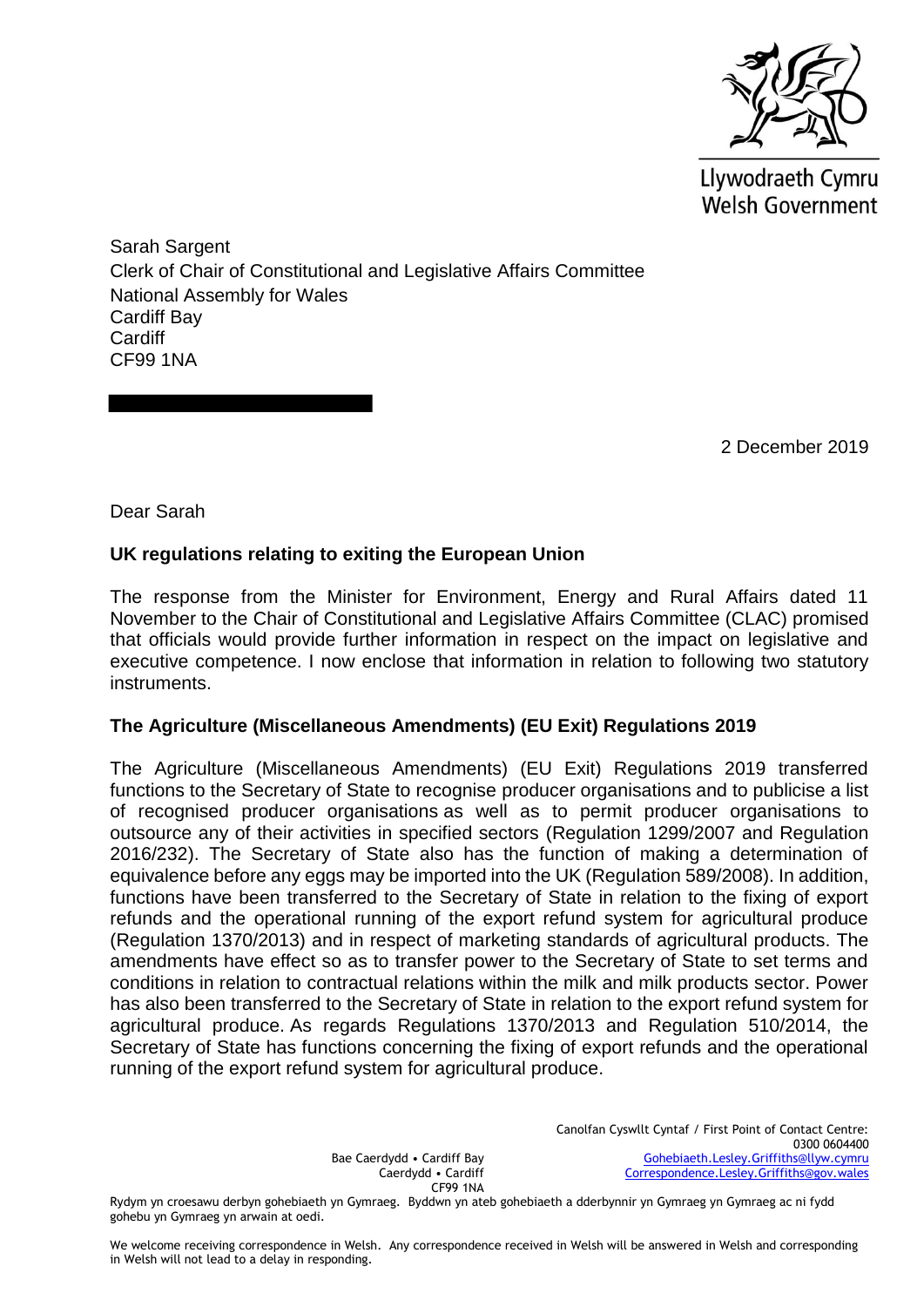Llywodraeth Cymru
Welsh Government

Sarah Sargent
Clerk of Chair of Constitutional and Legislative Affairs Committee
National Assembly for Wales
Cardiff Bay
Cardiff
CF99 1NA

2 December 2019

Dear Sarah

**UK regulations relating to exiting the European Union**

The response from the Minister for Environment, Energy and Rural Affairs dated 11 November to the Chair of Constitutional and Legislative Affairs Committee (CLAC) promised that officials would provide further information in respect on the impact on legislative and executive competence. I now enclose that information in relation to following two statutory instruments.

**The Agriculture (Miscellaneous Amendments) (EU Exit) Regulations 2019**

The Agriculture (Miscellaneous Amendments) (EU Exit) Regulations 2019 transferred functions to the Secretary of State to recognise producer organisations and to publicise a list of recognised producer organisations as well as to permit producer organisations to outsource any of their activities in specified sectors (Regulation 1299/2007 and Regulation 2016/232). The Secretary of State also has the function of making a determination of equivalence before any eggs may be imported into the UK (Regulation 589/2008). In addition, functions have been transferred to the Secretary of State in relation to the fixing of export refunds and the operational running of the export refund system for agricultural produce (Regulation 1370/2013) and in respect of marketing standards of agricultural products. The amendments have effect so as to transfer power to the Secretary of State to set terms and conditions in relation to contractual relations within the milk and milk products sector. Power has also been transferred to the Secretary of State in relation to the export refund system for agricultural produce. As regards Regulations 1370/2013 and Regulation 510/2014, the Secretary of State has functions concerning the fixing of export refunds and the operational running of the export refund system for agricultural produce.

Bae Caerdydd • Cardiff Bay
Caerdydd • Cardiff
CF99 1NA

Canolfan Cyswllt Cyntaf / First Point of Contact Centre:
0300 0604400
Gohebiaeth.Lesley.Griffiths@llyw.cymru
Correspondence.Lesley.Griffiths@gov.wales

Rydym yn croesawu derbyn gohebiaeth yn Gymraeg. Byddwn yn ateb gohebiaeth a dderbynnir yn Gymraeg yn Gymraeg ac ni fydd gohebu yn Gymraeg yn arwain at oedi.

We welcome receiving correspondence in Welsh. Any correspondence received in Welsh will be answered in Welsh and corresponding in Welsh will not lead to a delay in responding.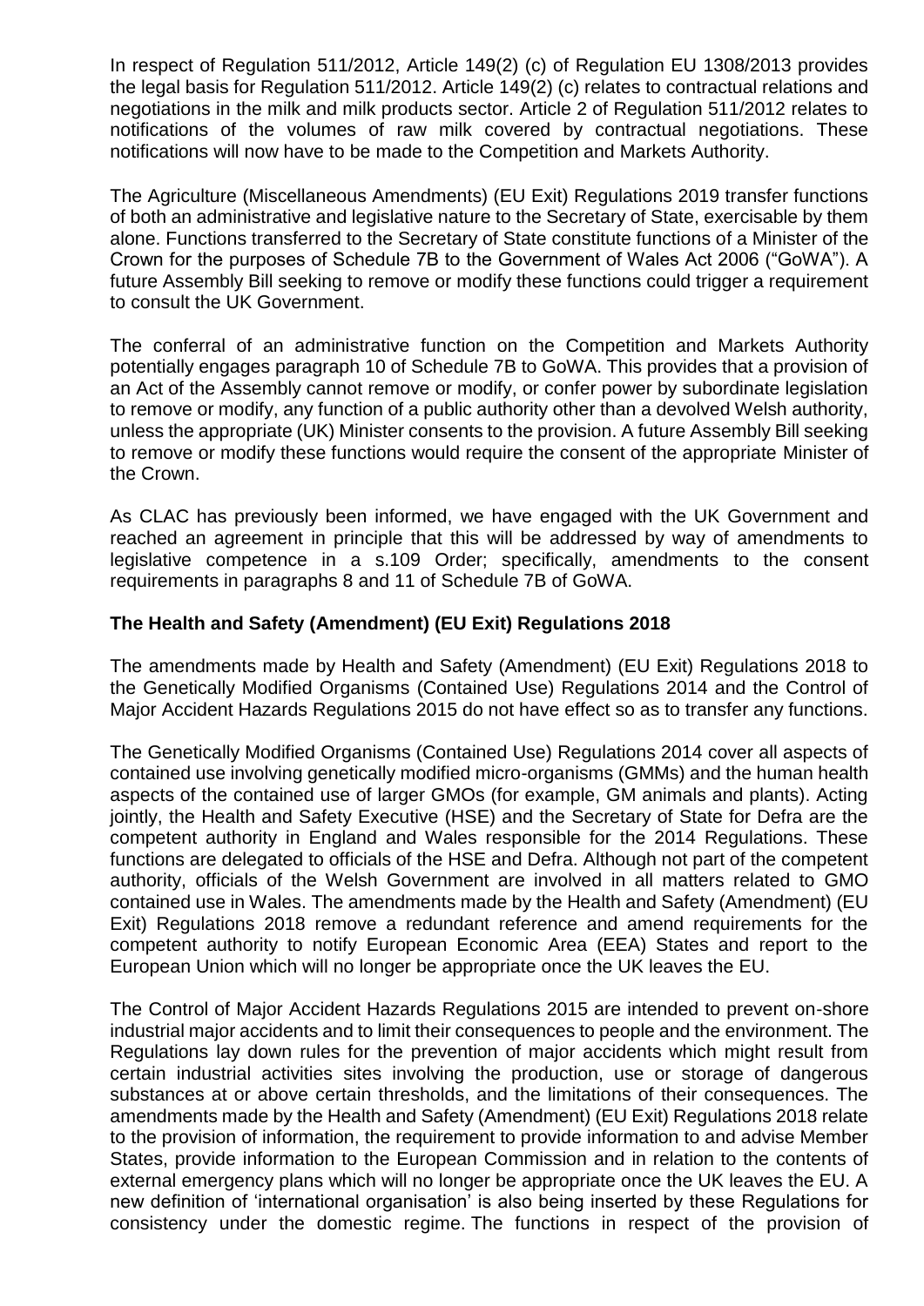In respect of Regulation 511/2012, Article 149(2) (c) of Regulation EU 1308/2013 provides the legal basis for Regulation 511/2012. Article 149(2) (c) relates to contractual relations and negotiations in the milk and milk products sector. Article 2 of Regulation 511/2012 relates to notifications of the volumes of raw milk covered by contractual negotiations. These notifications will now have to be made to the Competition and Markets Authority.

The Agriculture (Miscellaneous Amendments) (EU Exit) Regulations 2019 transfer functions of both an administrative and legislative nature to the Secretary of State, exercisable by them alone. Functions transferred to the Secretary of State constitute functions of a Minister of the Crown for the purposes of Schedule 7B to the Government of Wales Act 2006 ("GoWA"). A future Assembly Bill seeking to remove or modify these functions could trigger a requirement to consult the UK Government.

The conferral of an administrative function on the Competition and Markets Authority potentially engages paragraph 10 of Schedule 7B to GoWA. This provides that a provision of an Act of the Assembly cannot remove or modify, or confer power by subordinate legislation to remove or modify, any function of a public authority other than a devolved Welsh authority, unless the appropriate (UK) Minister consents to the provision. A future Assembly Bill seeking to remove or modify these functions would require the consent of the appropriate Minister of the Crown.

As CLAC has previously been informed, we have engaged with the UK Government and reached an agreement in principle that this will be addressed by way of amendments to legislative competence in a s.109 Order; specifically, amendments to the consent requirements in paragraphs 8 and 11 of Schedule 7B of GoWA.

**The Health and Safety (Amendment) (EU Exit) Regulations 2018**

The amendments made by Health and Safety (Amendment) (EU Exit) Regulations 2018 to the Genetically Modified Organisms (Contained Use) Regulations 2014 and the Control of Major Accident Hazards Regulations 2015 do not have effect so as to transfer any functions.

The Genetically Modified Organisms (Contained Use) Regulations 2014 cover all aspects of contained use involving genetically modified micro-organisms (GMMs) and the human health aspects of the contained use of larger GMOs (for example, GM animals and plants). Acting jointly, the Health and Safety Executive (HSE) and the Secretary of State for Defra are the competent authority in England and Wales responsible for the 2014 Regulations. These functions are delegated to officials of the HSE and Defra. Although not part of the competent authority, officials of the Welsh Government are involved in all matters related to GMO contained use in Wales. The amendments made by the Health and Safety (Amendment) (EU Exit) Regulations 2018 remove a redundant reference and amend requirements for the competent authority to notify European Economic Area (EEA) States and report to the European Union which will no longer be appropriate once the UK leaves the EU.

The Control of Major Accident Hazards Regulations 2015 are intended to prevent on-shore industrial major accidents and to limit their consequences to people and the environment. The Regulations lay down rules for the prevention of major accidents which might result from certain industrial activities sites involving the production, use or storage of dangerous substances at or above certain thresholds, and the limitations of their consequences. The amendments made by the Health and Safety (Amendment) (EU Exit) Regulations 2018 relate to the provision of information, the requirement to provide information to and advise Member States, provide information to the European Commission and in relation to the contents of external emergency plans which will no longer be appropriate once the UK leaves the EU. A new definition of 'international organisation' is also being inserted by these Regulations for consistency under the domestic regime. The functions in respect of the provision of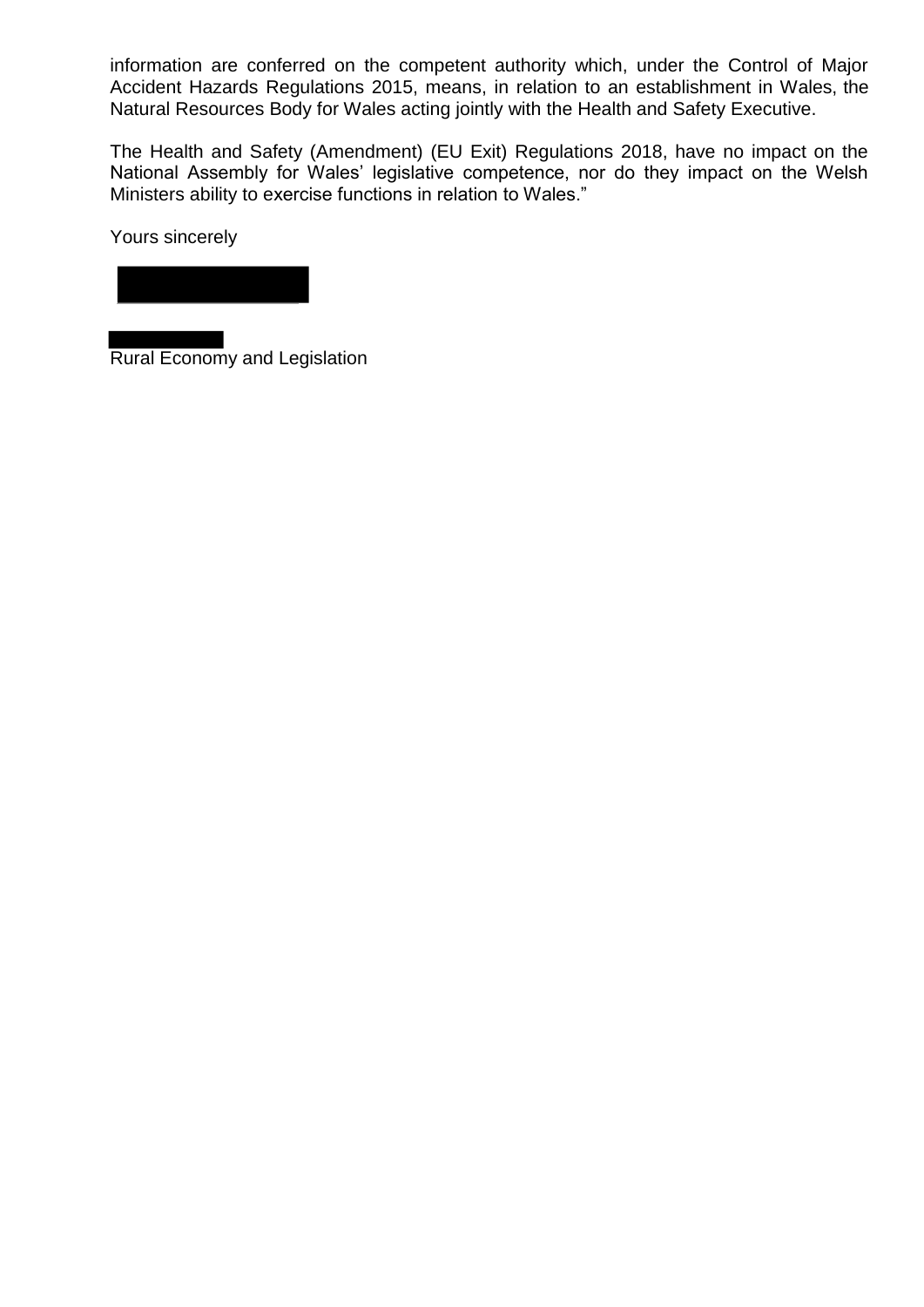information are conferred on the competent authority which, under the Control of Major Accident Hazards Regulations 2015, means, in relation to an establishment in Wales, the Natural Resources Body for Wales acting jointly with the Health and Safety Executive.

The Health and Safety (Amendment) (EU Exit) Regulations 2018, have no impact on the National Assembly for Wales' legislative competence, nor do they impact on the Welsh Ministers ability to exercise functions in relation to Wales."

Yours sincerely

Rural Economy and Legislation